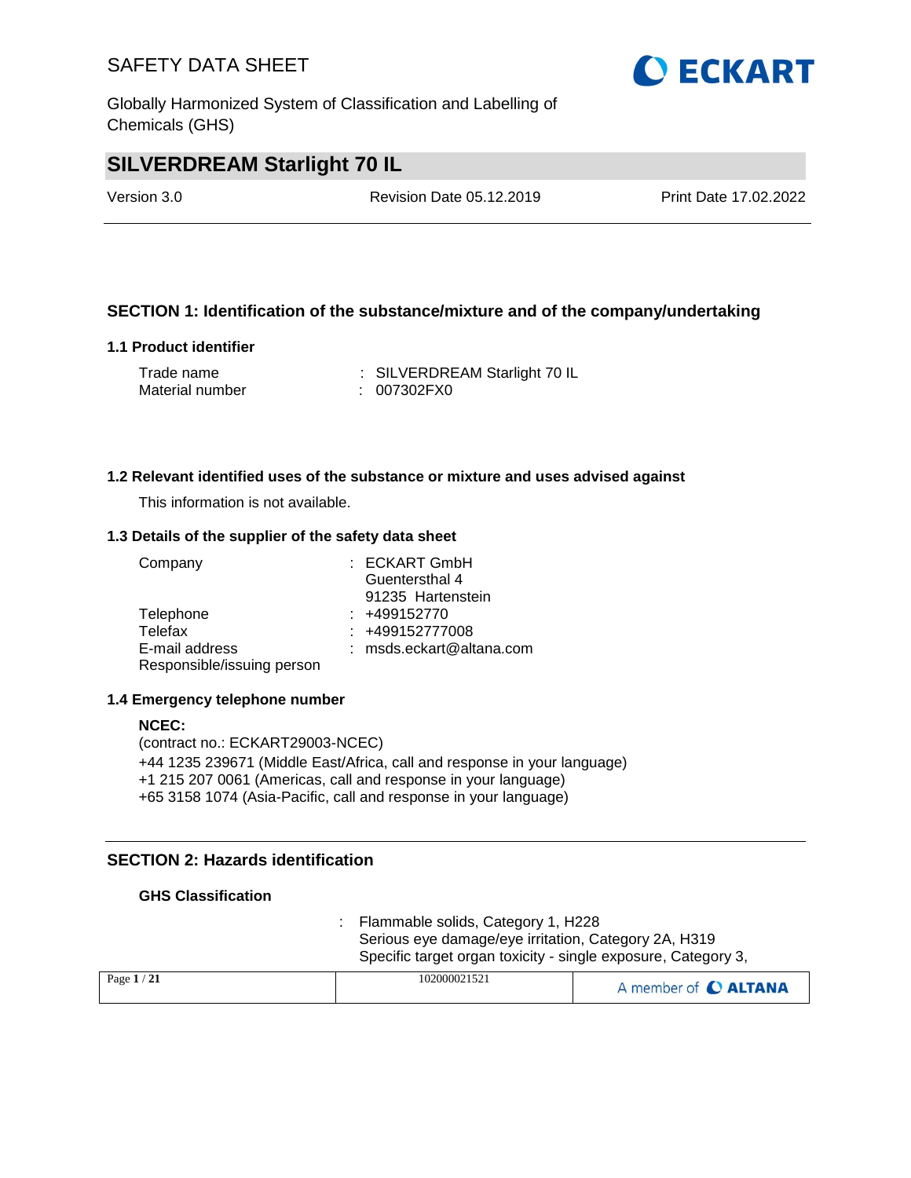# SAFETY DATA SHEET

Globally Harmonized System of Classification and Labelling of Chemicals (GHS)

## SILVERDREAM Starlight 70 IL

Version 3.0 | Revision Date 05.12.2019 | Print Date 17.02.2022

### SECTION 1: Identification of the substance/mixture and of the company/undertaking

#### 1.1 Product identifier

| | |
|---|---|
| Trade name | : SILVERDREAM Starlight 70 IL |
| Material number | : 007302FX0 |

#### 1.2 Relevant identified uses of the substance or mixture and uses advised against

This information is not available.

#### 1.3 Details of the supplier of the safety data sheet

| | |
|---|---|
| Company | : ECKART GmbH<br>Guentersthal 4<br>91235 Hartenstein |
| Telephone | : +499152770 |
| Telefax | : +499152777008 |
| E-mail address | : msds.eckart@altana.com |
| Responsible/issuing person | |

#### 1.4 Emergency telephone number

**NCEC:**
(contract no.: ECKART29003-NCEC)
+44 1235 239671 (Middle East/Africa, call and response in your language)
+1 215 207 0061 (Americas, call and response in your language)
+65 3158 1074 (Asia-Pacific, call and response in your language)

### SECTION 2: Hazards identification

**GHS Classification**

: Flammable solids, Category 1, H228
Serious eye damage/eye irritation, Category 2A, H319
Specific target organ toxicity - single exposure, Category 3,

102000021521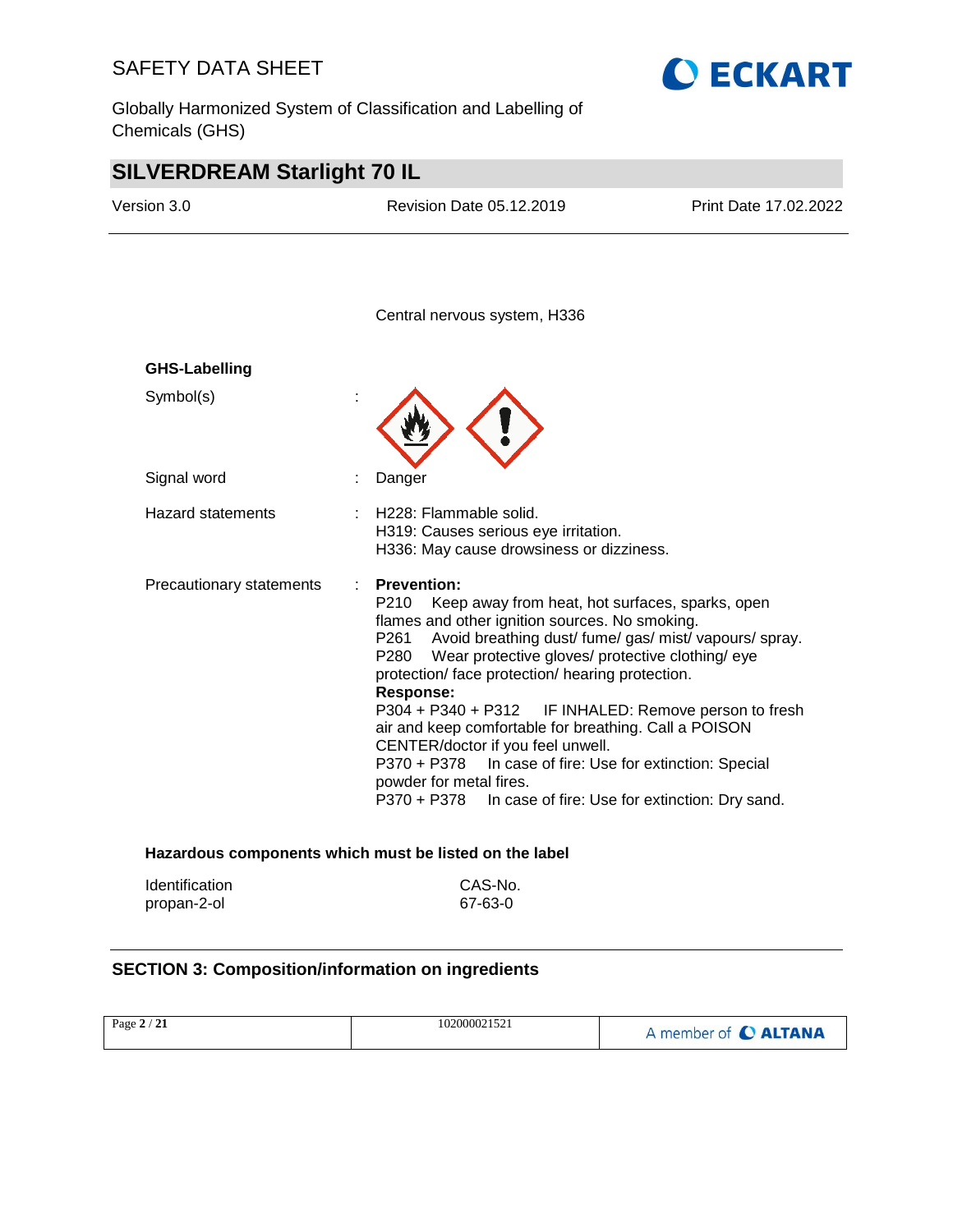Central nervous system, H336

**GHS-Labelling**

Symbol(s) :

Signal word : Danger

Hazard statements : H228: Flammable solid.
H319: Causes serious eye irritation.
H336: May cause drowsiness or dizziness.

Precautionary statements : **Prevention:**
P210 Keep away from heat, hot surfaces, sparks, open flames and other ignition sources. No smoking.
P261 Avoid breathing dust/ fume/ gas/ mist/ vapours/ spray.
P280 Wear protective gloves/ protective clothing/ eye protection/ face protection/ hearing protection.
**Response:**
P304 + P340 + P312 IF INHALED: Remove person to fresh air and keep comfortable for breathing. Call a POISON CENTER/doctor if you feel unwell.
P370 + P378 In case of fire: Use for extinction: Special powder for metal fires.
P370 + P378 In case of fire: Use for extinction: Dry sand.

**Hazardous components which must be listed on the label**

| Identification | CAS-No. |
|---|---|
| propan-2-ol | 67-63-0 |

## SECTION 3: Composition/information on ingredients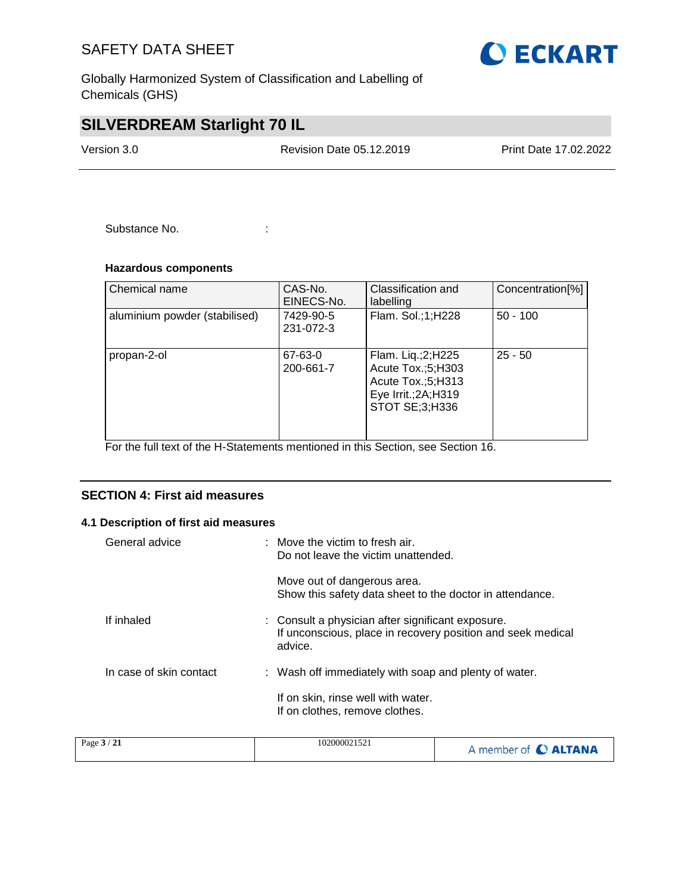Substance No. :

**Hazardous components**

| Chemical name | CAS-No. EINECS-No. | Classification and labelling | Concentration[%] |
|---|---|---|---|
| aluminium powder (stabilised) | 7429-90-5<br>231-072-3 | Flam. Sol.;1;H228 | 50 - 100 |
| propan-2-ol | 67-63-0<br>200-661-7 | Flam. Liq.;2;H225<br>Acute Tox.;5;H303<br>Acute Tox.;5;H313<br>Eye Irrit.;2A;H319<br>STOT SE;3;H336 | 25 - 50 |

For the full text of the H-Statements mentioned in this Section, see Section 16.

## SECTION 4: First aid measures

### 4.1 Description of first aid measures

General advice : Move the victim to fresh air.
Do not leave the victim unattended.

Move out of dangerous area.
Show this safety data sheet to the doctor in attendance.

If inhaled : Consult a physician after significant exposure.
If unconscious, place in recovery position and seek medical advice.

In case of skin contact : Wash off immediately with soap and plenty of water.

If on skin, rinse well with water.
If on clothes, remove clothes.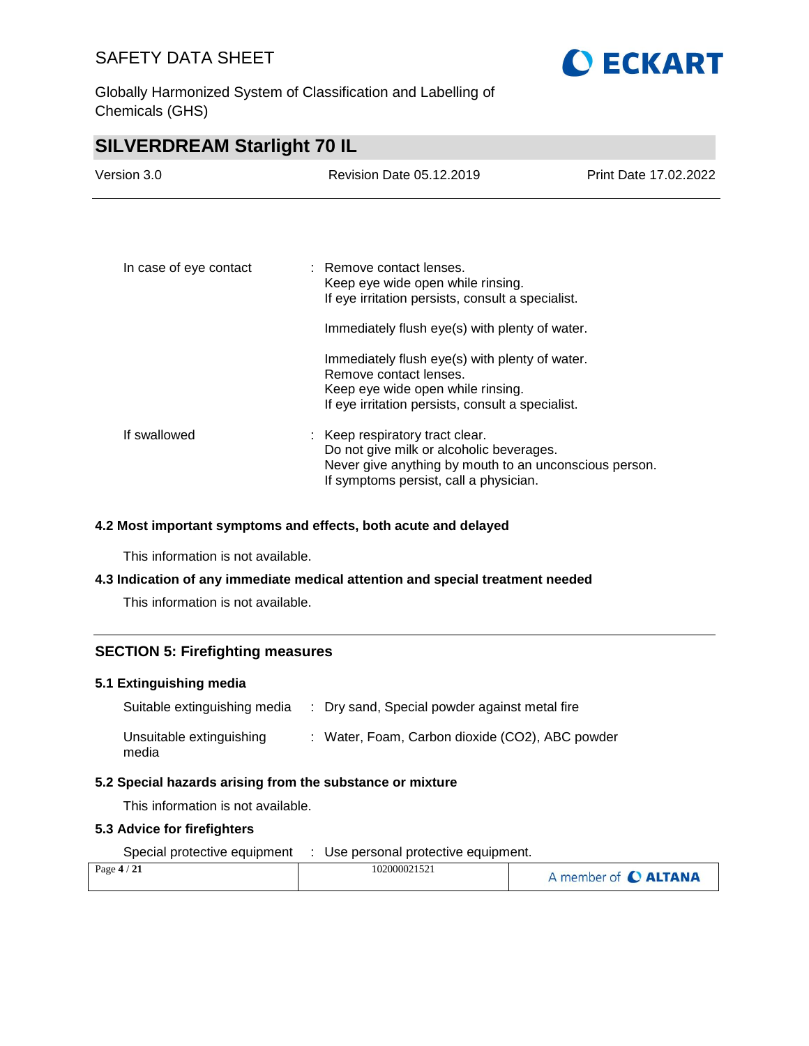| | |
|---|---|
| In case of eye contact | : Remove contact lenses.<br>Keep eye wide open while rinsing.<br>If eye irritation persists, consult a specialist.<br><br>Immediately flush eye(s) with plenty of water.<br><br>Immediately flush eye(s) with plenty of water.<br>Remove contact lenses.<br>Keep eye wide open while rinsing.<br>If eye irritation persists, consult a specialist. |
| If swallowed | : Keep respiratory tract clear.<br>Do not give milk or alcoholic beverages.<br>Never give anything by mouth to an unconscious person.<br>If symptoms persist, call a physician. |

### 4.2 Most important symptoms and effects, both acute and delayed

This information is not available.

### 4.3 Indication of any immediate medical attention and special treatment needed

This information is not available.

## SECTION 5: Firefighting measures

### 5.1 Extinguishing media

| | |
|---|---|
| Suitable extinguishing media | : Dry sand, Special powder against metal fire |
| Unsuitable extinguishing media | : Water, Foam, Carbon dioxide ($CO_2$), ABC powder |

### 5.2 Special hazards arising from the substance or mixture

This information is not available.

### 5.3 Advice for firefighters

| | |
|---|---|
| Special protective equipment | : Use personal protective equipment. |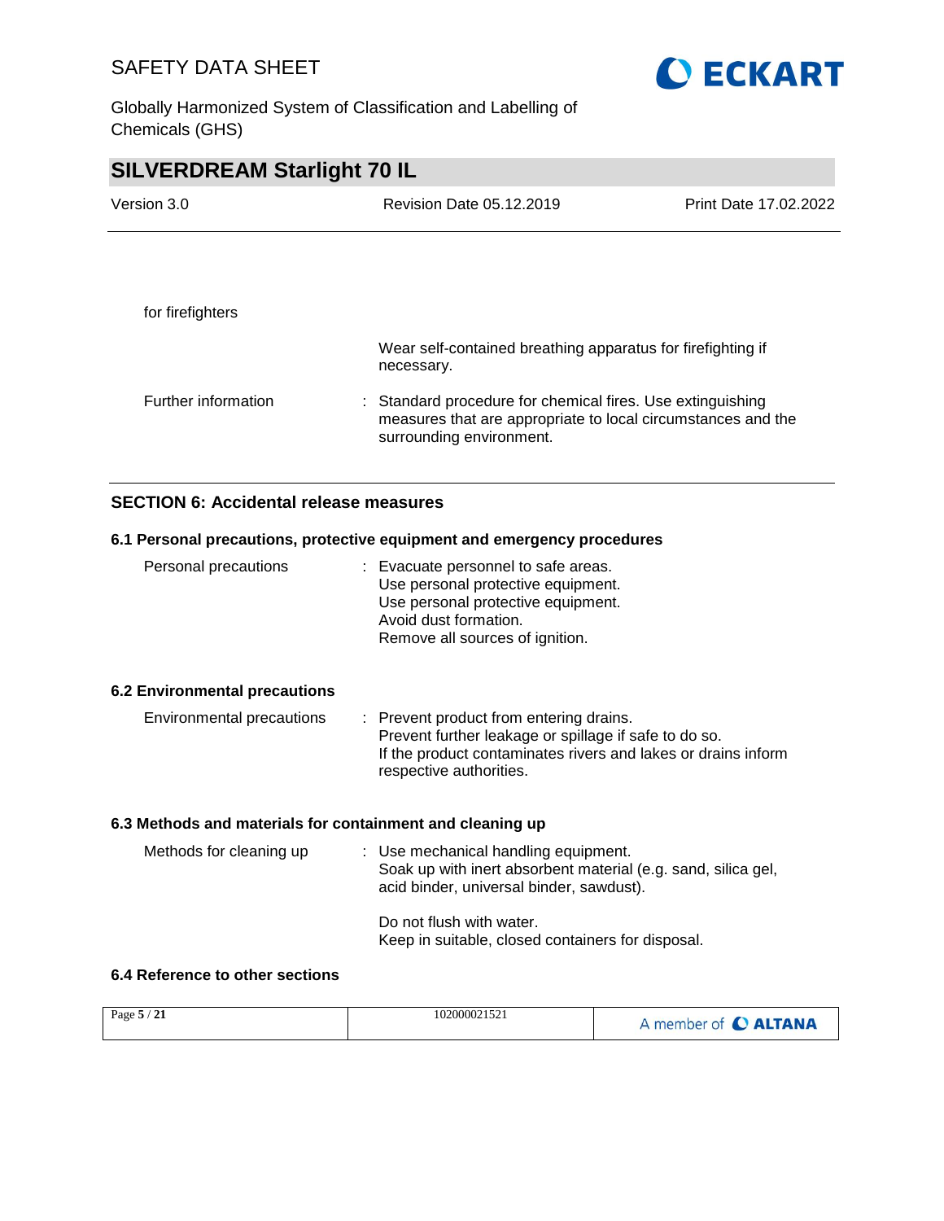for firefighters

Wear self-contained breathing apparatus for firefighting if necessary.

Further information : Standard procedure for chemical fires. Use extinguishing measures that are appropriate to local circumstances and the surrounding environment.

## SECTION 6: Accidental release measures

### 6.1 Personal precautions, protective equipment and emergency procedures

Personal precautions : Evacuate personnel to safe areas.
Use personal protective equipment.
Use personal protective equipment.
Avoid dust formation.
Remove all sources of ignition.

### 6.2 Environmental precautions

Environmental precautions : Prevent product from entering drains.
Prevent further leakage or spillage if safe to do so.
If the product contaminates rivers and lakes or drains inform respective authorities.

### 6.3 Methods and materials for containment and cleaning up

Methods for cleaning up : Use mechanical handling equipment.
Soak up with inert absorbent material (e.g. sand, silica gel, acid binder, universal binder, sawdust).

Do not flush with water.
Keep in suitable, closed containers for disposal.

### 6.4 Reference to other sections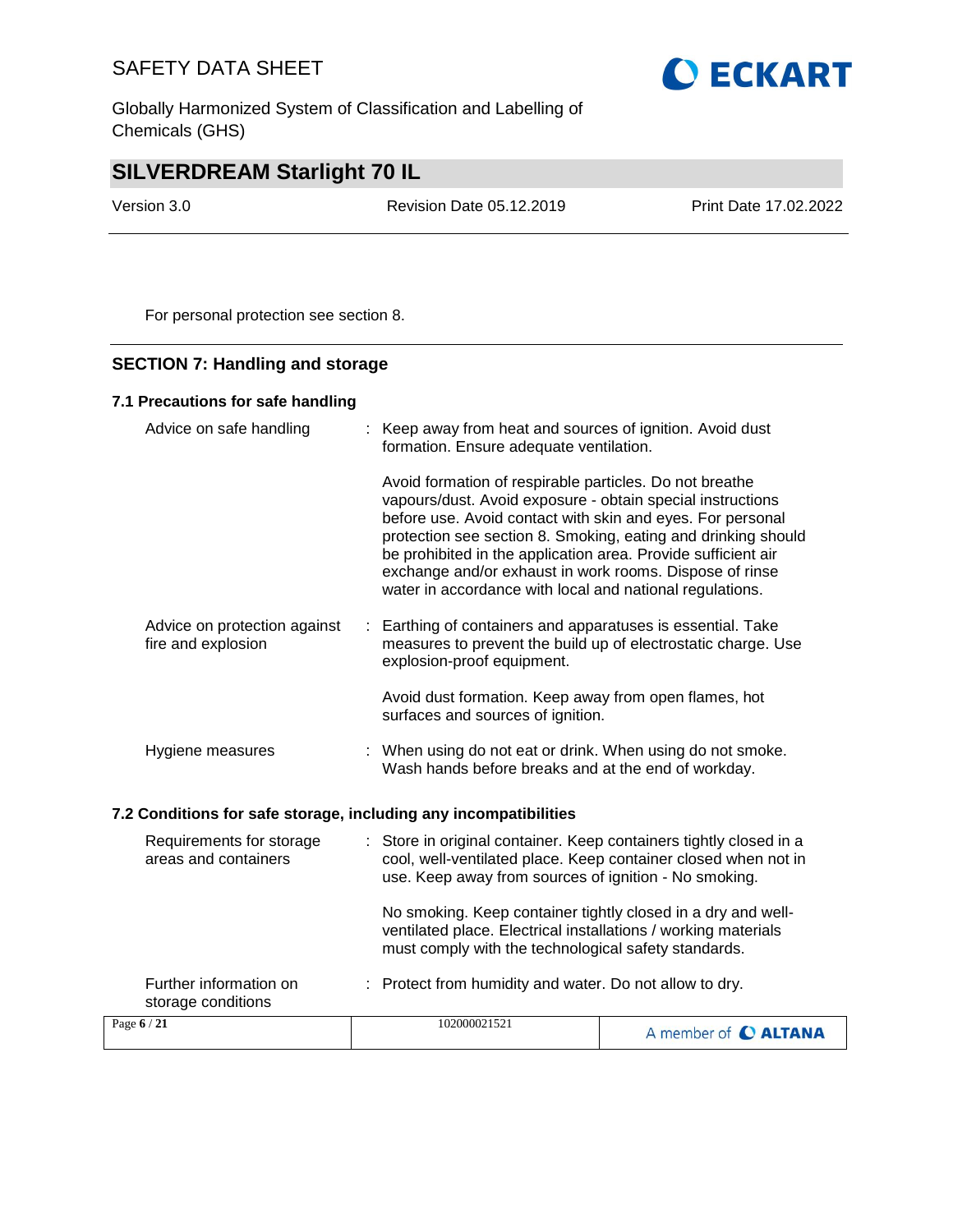For personal protection see section 8.

## SECTION 7: Handling and storage

### 7.1 Precautions for safe handling

| | |
|---|---|
| Advice on safe handling | : Keep away from heat and sources of ignition. Avoid dust formation. Ensure adequate ventilation.<br><br>Avoid formation of respirable particles. Do not breathe vapours/dust. Avoid exposure - obtain special instructions before use. Avoid contact with skin and eyes. For personal protection see section 8. Smoking, eating and drinking should be prohibited in the application area. Provide sufficient air exchange and/or exhaust in work rooms. Dispose of rinse water in accordance with local and national regulations. |
| Advice on protection against fire and explosion | : Earthing of containers and apparatuses is essential. Take measures to prevent the build up of electrostatic charge. Use explosion-proof equipment.<br><br>Avoid dust formation. Keep away from open flames, hot surfaces and sources of ignition. |
| Hygiene measures | : When using do not eat or drink. When using do not smoke. Wash hands before breaks and at the end of workday. |

### 7.2 Conditions for safe storage, including any incompatibilities

| | |
|---|---|
| Requirements for storage areas and containers | : Store in original container. Keep containers tightly closed in a cool, well-ventilated place. Keep container closed when not in use. Keep away from sources of ignition - No smoking.<br><br>No smoking. Keep container tightly closed in a dry and well-ventilated place. Electrical installations / working materials must comply with the technological safety standards. |
| Further information on storage conditions | : Protect from humidity and water. Do not allow to dry. |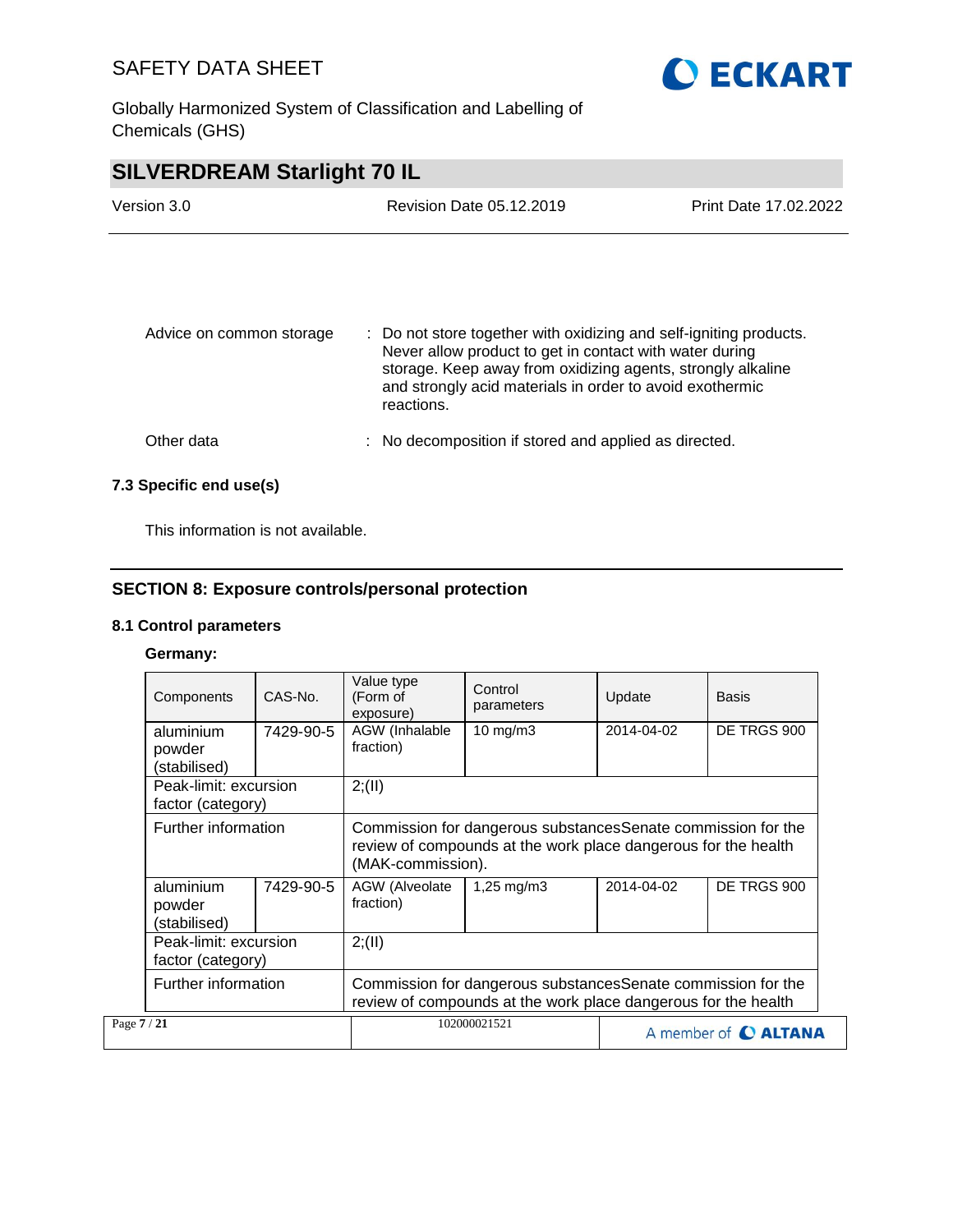Advice on common storage : Do not store together with oxidizing and self-igniting products. Never allow product to get in contact with water during storage. Keep away from oxidizing agents, strongly alkaline and strongly acid materials in order to avoid exothermic reactions.

Other data : No decomposition if stored and applied as directed.

### 7.3 Specific end use(s)

This information is not available.

## SECTION 8: Exposure controls/personal protection

### 8.1 Control parameters

**Germany:**

| Components | CAS-No. | Value type (Form of exposure) | Control parameters | Update | Basis |
|---|---|---|---|---|---|
| aluminium powder (stabilised) | 7429-90-5 | AGW (Inhalable fraction) | 10 mg/m3 | 2014-04-02 | DE TRGS 900 |
| Peak-limit: excursion factor (category) | | 2;(II) | | | |
| Further information | | Commission for dangerous substancesSenate commission for the review of compounds at the work place dangerous for the health (MAK-commission). | | | |
| aluminium powder (stabilised) | 7429-90-5 | AGW (Alveolate fraction) | 1,25 mg/m3 | 2014-04-02 | DE TRGS 900 |
| Peak-limit: excursion factor (category) | | 2;(II) | | | |
| Further information | | Commission for dangerous substancesSenate commission for the review of compounds at the work place dangerous for the health | | | |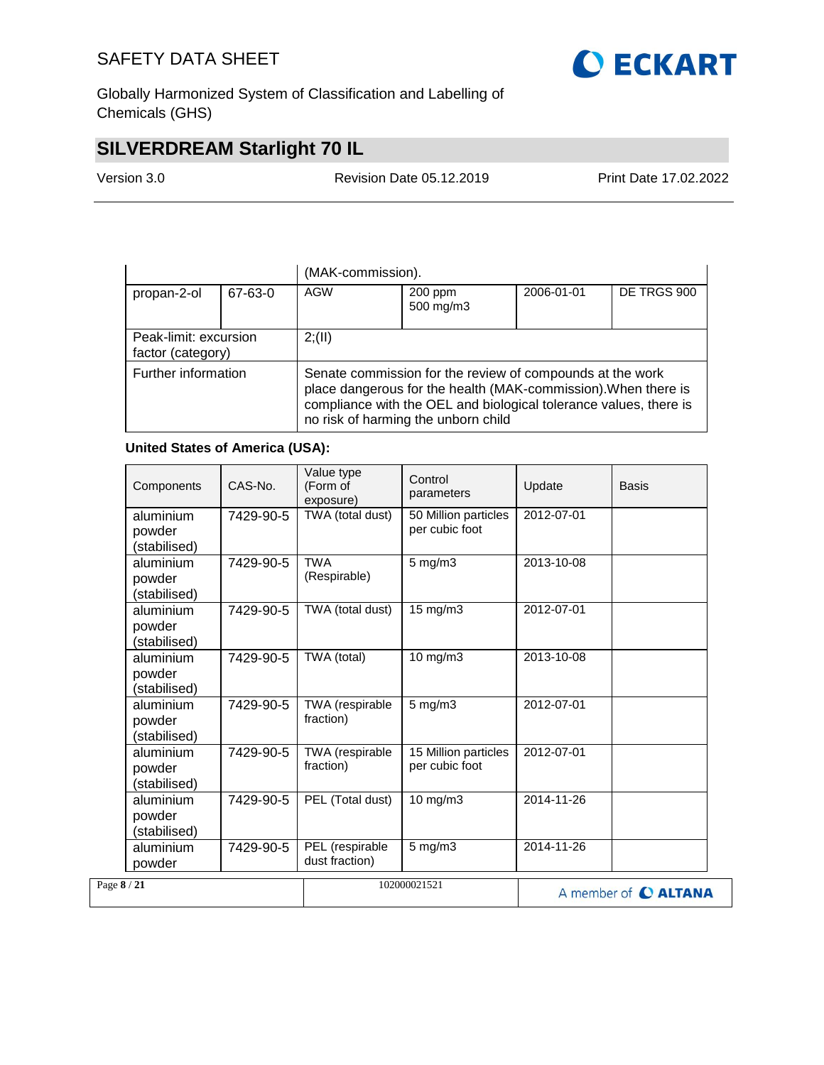| | | | | | |
|---|---|---|---|---|---|
| | | (MAK-commission). | | | |
| propan-2-ol | 67-63-0 | AGW | 200 ppm<br>500 mg/m3 | 2006-01-01 | DE TRGS 900 |
| Peak-limit: excursion factor (category) | | 2;(II) | | | |
| Further information | | Senate commission for the review of compounds at the work place dangerous for the health (MAK-commission).When there is compliance with the OEL and biological tolerance values, there is no risk of harming the unborn child | | | |

**United States of America (USA):**

| Components | CAS-No. | Value type (Form of exposure) | Control parameters | Update | Basis |
|---|---|---|---|---|---|
| aluminium powder (stabilised) | 7429-90-5 | TWA (total dust) | 50 Million particles per cubic foot | 2012-07-01 | |
| aluminium powder (stabilised) | 7429-90-5 | TWA (Respirable) | 5 mg/m3 | 2013-10-08 | |
| aluminium powder (stabilised) | 7429-90-5 | TWA (total dust) | 15 mg/m3 | 2012-07-01 | |
| aluminium powder (stabilised) | 7429-90-5 | TWA (total) | 10 mg/m3 | 2013-10-08 | |
| aluminium powder (stabilised) | 7429-90-5 | TWA (respirable fraction) | 5 mg/m3 | 2012-07-01 | |
| aluminium powder (stabilised) | 7429-90-5 | TWA (respirable fraction) | 15 Million particles per cubic foot | 2012-07-01 | |
| aluminium powder (stabilised) | 7429-90-5 | PEL (Total dust) | 10 mg/m3 | 2014-11-26 | |
| aluminium powder | 7429-90-5 | PEL (respirable dust fraction) | 5 mg/m3 | 2014-11-26 | |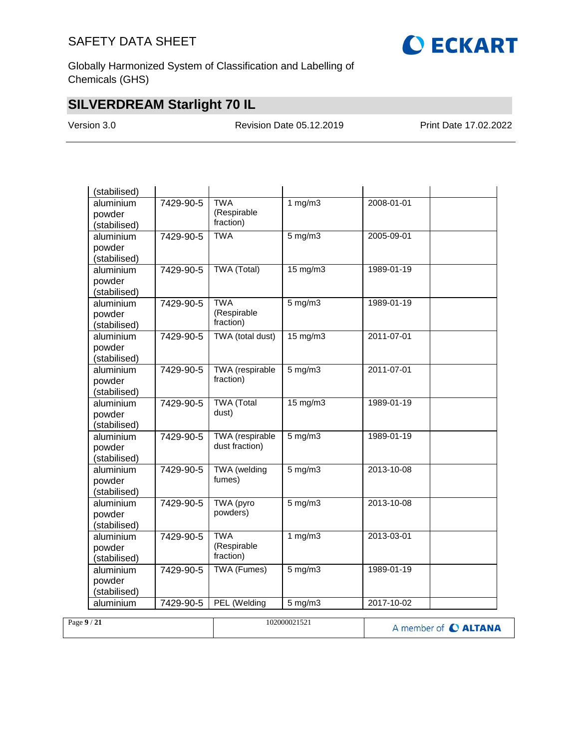| | | | | | |
|---|---|---|---|---|---|
| (stabilised) | | | | | |
| aluminium powder (stabilised) | 7429-90-5 | TWA (Respirable fraction) | 1 mg/m3 | 2008-01-01 | |
| aluminium powder (stabilised) | 7429-90-5 | TWA | 5 mg/m3 | 2005-09-01 | |
| aluminium powder (stabilised) | 7429-90-5 | TWA (Total) | 15 mg/m3 | 1989-01-19 | |
| aluminium powder (stabilised) | 7429-90-5 | TWA (Respirable fraction) | 5 mg/m3 | 1989-01-19 | |
| aluminium powder (stabilised) | 7429-90-5 | TWA (total dust) | 15 mg/m3 | 2011-07-01 | |
| aluminium powder (stabilised) | 7429-90-5 | TWA (respirable fraction) | 5 mg/m3 | 2011-07-01 | |
| aluminium powder (stabilised) | 7429-90-5 | TWA (Total dust) | 15 mg/m3 | 1989-01-19 | |
| aluminium powder (stabilised) | 7429-90-5 | TWA (respirable dust fraction) | 5 mg/m3 | 1989-01-19 | |
| aluminium powder (stabilised) | 7429-90-5 | TWA (welding fumes) | 5 mg/m3 | 2013-10-08 | |
| aluminium powder (stabilised) | 7429-90-5 | TWA (pyro powders) | 5 mg/m3 | 2013-10-08 | |
| aluminium powder (stabilised) | 7429-90-5 | TWA (Respirable fraction) | 1 mg/m3 | 2013-03-01 | |
| aluminium powder (stabilised) | 7429-90-5 | TWA (Fumes) | 5 mg/m3 | 1989-01-19 | |
| aluminium | 7429-90-5 | PEL (Welding | 5 mg/m3 | 2017-10-02 | |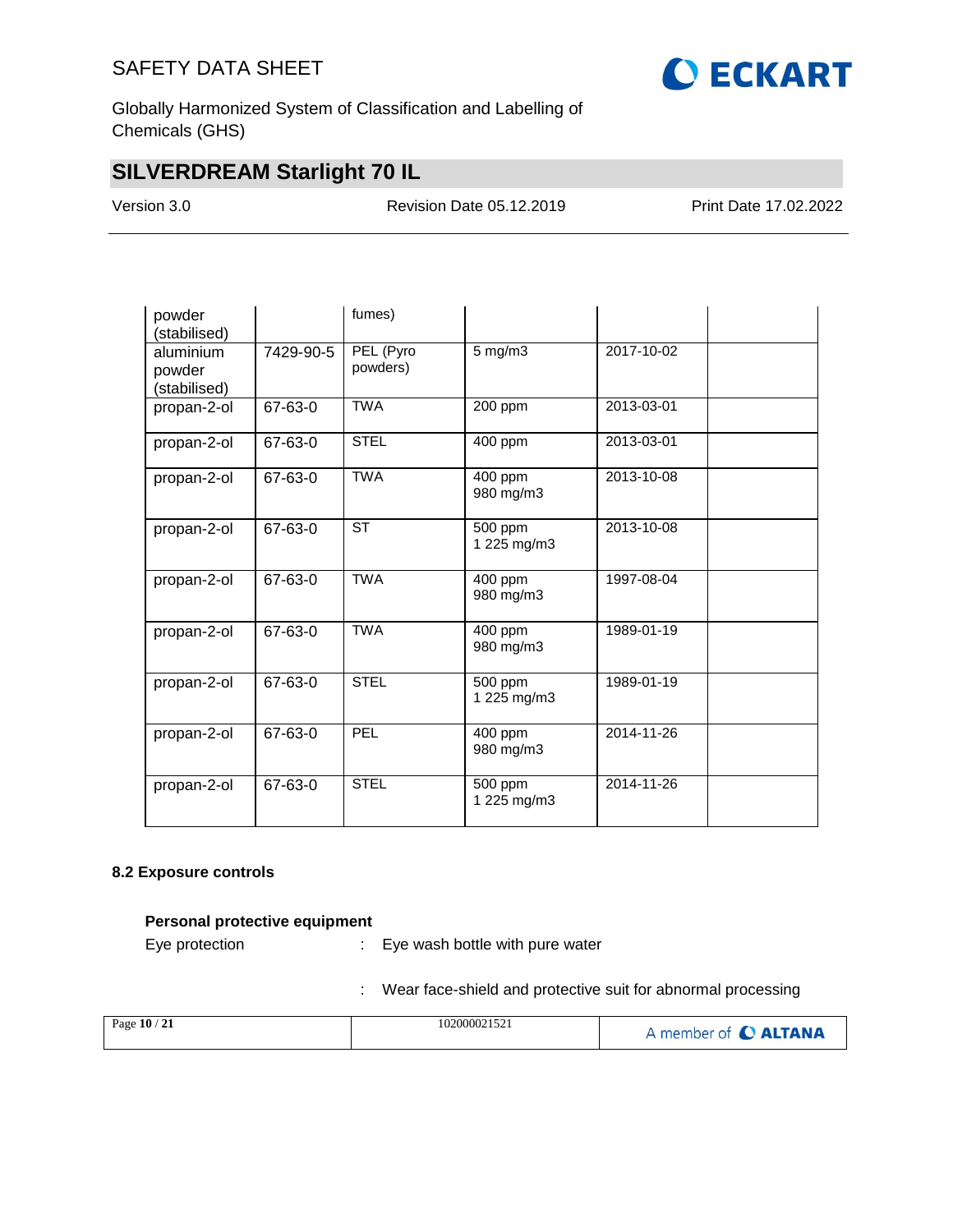| | | | | | |
|---|---|---|---|---|---|
| powder (stabilised) | | fumes) | | | |
| aluminium powder (stabilised) | 7429-90-5 | PEL (Pyro powders) | 5 mg/m3 | 2017-10-02 | |
| propan-2-ol | 67-63-0 | TWA | 200 ppm | 2013-03-01 | |
| propan-2-ol | 67-63-0 | STEL | 400 ppm | 2013-03-01 | |
| propan-2-ol | 67-63-0 | TWA | 400 ppm<br>980 mg/m3 | 2013-10-08 | |
| propan-2-ol | 67-63-0 | ST | 500 ppm<br>1 225 mg/m3 | 2013-10-08 | |
| propan-2-ol | 67-63-0 | TWA | 400 ppm<br>980 mg/m3 | 1997-08-04 | |
| propan-2-ol | 67-63-0 | TWA | 400 ppm<br>980 mg/m3 | 1989-01-19 | |
| propan-2-ol | 67-63-0 | STEL | 500 ppm<br>1 225 mg/m3 | 1989-01-19 | |
| propan-2-ol | 67-63-0 | PEL | 400 ppm<br>980 mg/m3 | 2014-11-26 | |
| propan-2-ol | 67-63-0 | STEL | 500 ppm<br>1 225 mg/m3 | 2014-11-26 | |

**8.2 Exposure controls**

**Personal protective equipment**

Eye protection : Eye wash bottle with pure water

: Wear face-shield and protective suit for abnormal processing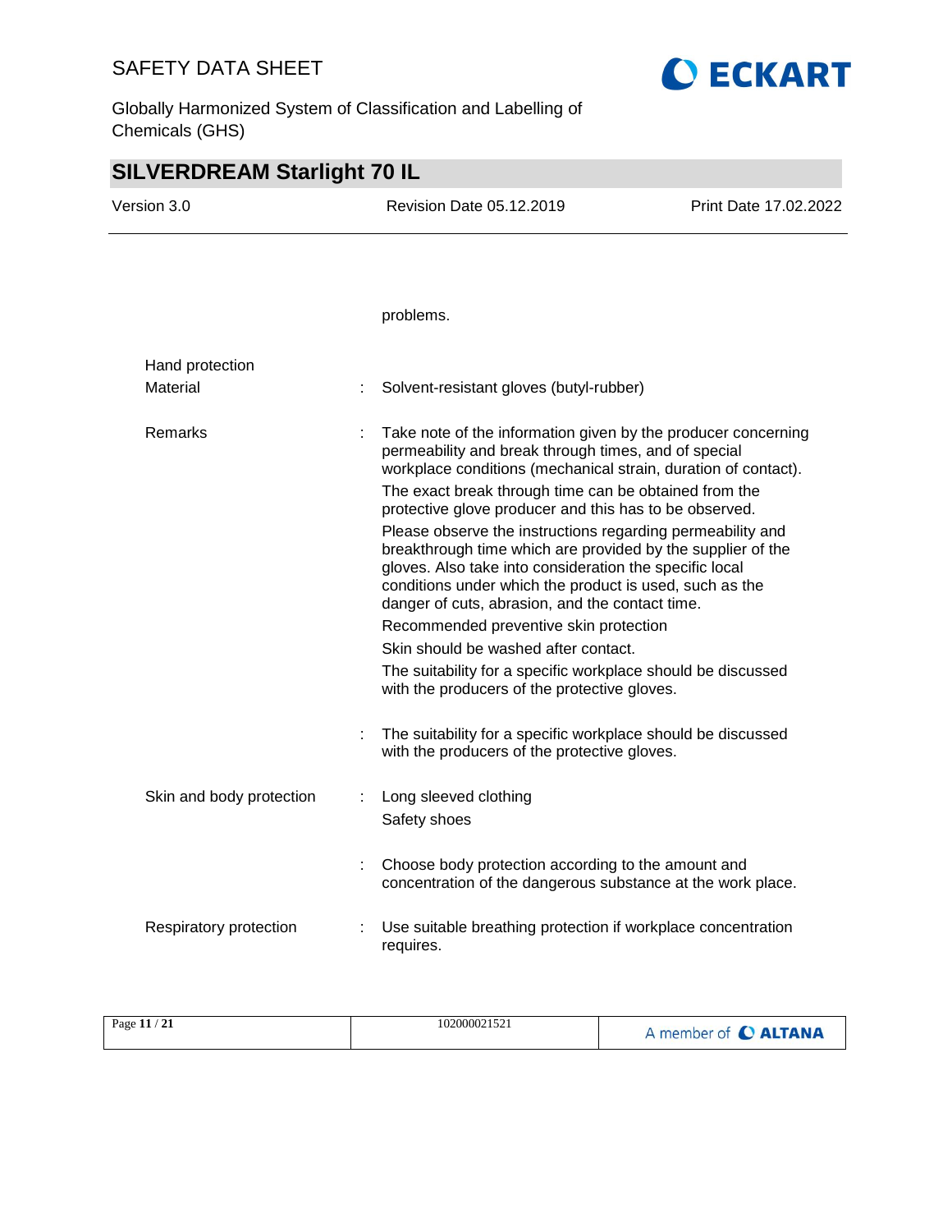problems.

**Hand protection**

| | | |
|---|---|---|
| Material | : | Solvent-resistant gloves (butyl-rubber) |
| Remarks | : | Take note of the information given by the producer concerning permeability and break through times, and of special workplace conditions (mechanical strain, duration of contact).<br>The exact break through time can be obtained from the protective glove producer and this has to be observed.<br>Please observe the instructions regarding permeability and breakthrough time which are provided by the supplier of the gloves. Also take into consideration the specific local conditions under which the product is used, such as the danger of cuts, abrasion, and the contact time.<br>Recommended preventive skin protection<br>Skin should be washed after contact.<br>The suitability for a specific workplace should be discussed with the producers of the protective gloves. |
| | : | The suitability for a specific workplace should be discussed with the producers of the protective gloves. |
| Skin and body protection | : | Long sleeved clothing<br>Safety shoes |
| | : | Choose body protection according to the amount and concentration of the dangerous substance at the work place. |
| Respiratory protection | : | Use suitable breathing protection if workplace concentration requires. |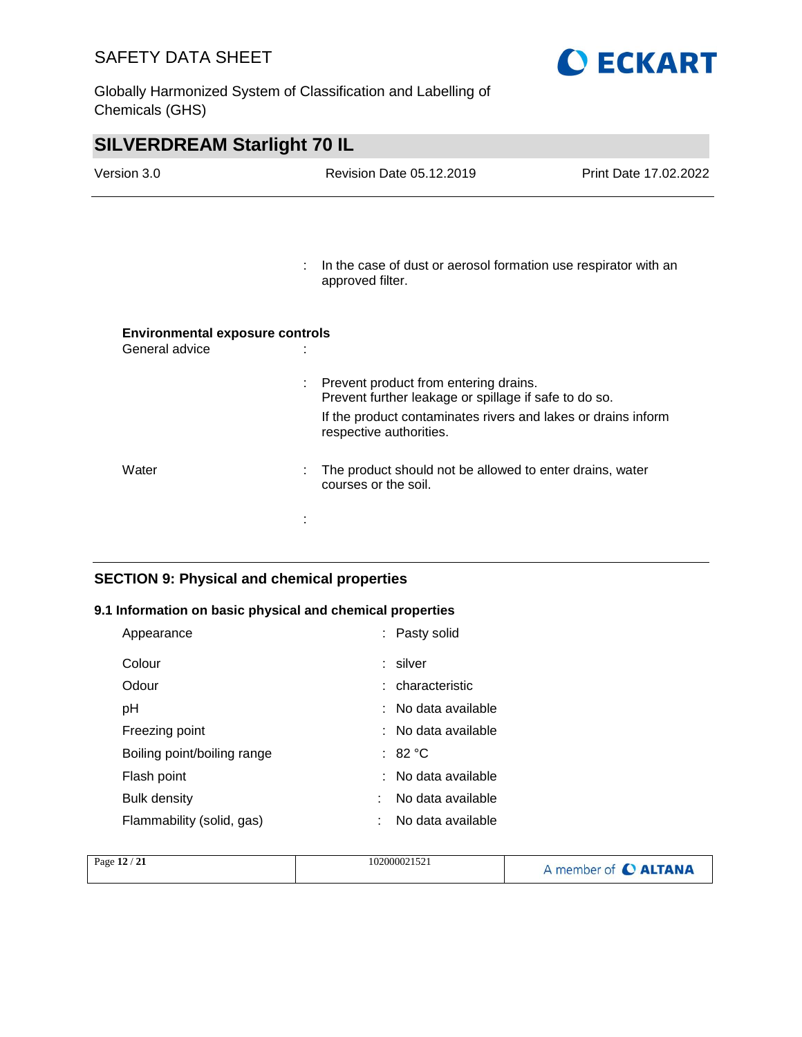: In the case of dust or aerosol formation use respirator with an approved filter.

**Environmental exposure controls**

General advice :

: Prevent product from entering drains.
Prevent further leakage or spillage if safe to do so.
If the product contaminates rivers and lakes or drains inform respective authorities.

Water : The product should not be allowed to enter drains, water courses or the soil.

:

## SECTION 9: Physical and chemical properties

### 9.1 Information on basic physical and chemical properties

| | |
|---|---|
| Appearance | : Pasty solid |
| Colour | : silver |
| Odour | : characteristic |
| pH | : No data available |
| Freezing point | : No data available |
| Boiling point/boiling range | : 82 °C |
| Flash point | : No data available |
| Bulk density | : No data available |
| Flammability (solid, gas) | : No data available |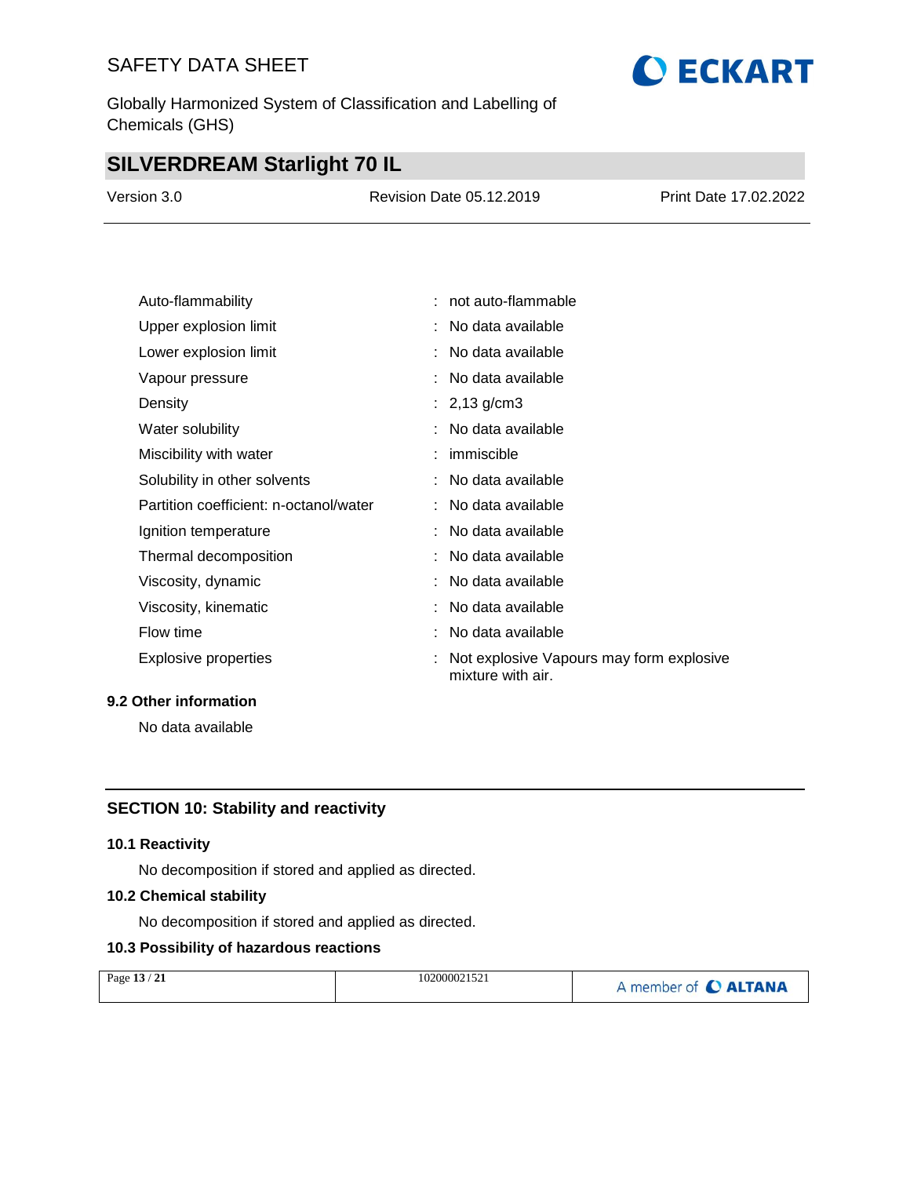| Property | | Value |
|---|---|---|
| Auto-flammability | : | not auto-flammable |
| Upper explosion limit | : | No data available |
| Lower explosion limit | : | No data available |
| Vapour pressure | : | No data available |
| Density | : | 2,13 g/cm3 |
| Water solubility | : | No data available |
| Miscibility with water | : | immiscible |
| Solubility in other solvents | : | No data available |
| Partition coefficient: n-octanol/water | : | No data available |
| Ignition temperature | : | No data available |
| Thermal decomposition | : | No data available |
| Viscosity, dynamic | : | No data available |
| Viscosity, kinematic | : | No data available |
| Flow time | : | No data available |
| Explosive properties | : | Not explosive Vapours may form explosive mixture with air. |

### 9.2 Other information

No data available

## SECTION 10: Stability and reactivity

### 10.1 Reactivity

No decomposition if stored and applied as directed.

### 10.2 Chemical stability

No decomposition if stored and applied as directed.

### 10.3 Possibility of hazardous reactions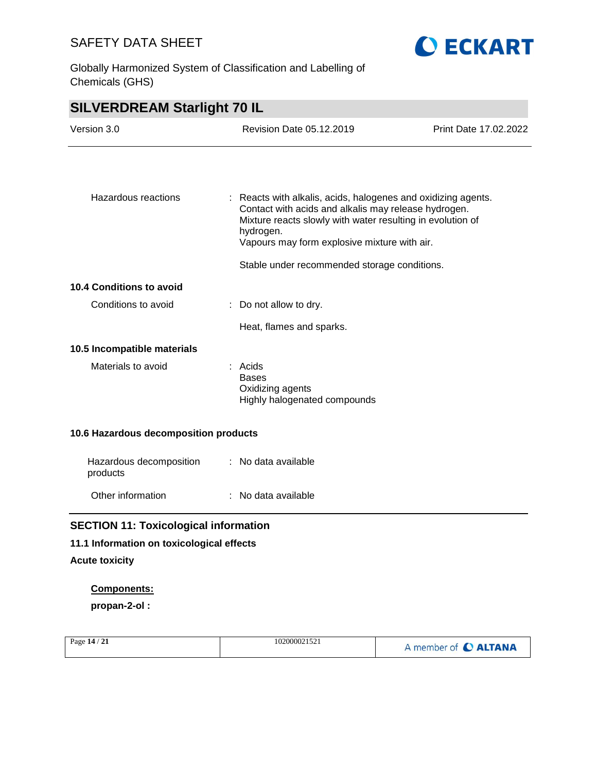| | | |
|---|---|---|
| Hazardous reactions | : | Reacts with alkalis, acids, halogenes and oxidizing agents.<br>Contact with acids and alkalis may release hydrogen.<br>Mixture reacts slowly with water resulting in evolution of hydrogen.<br>Vapours may form explosive mixture with air.<br><br>Stable under recommended storage conditions. |

**10.4 Conditions to avoid**

| | | |
|---|---|---|
| Conditions to avoid | : | Do not allow to dry.<br><br>Heat, flames and sparks. |

**10.5 Incompatible materials**

| | | |
|---|---|---|
| Materials to avoid | : | Acids<br>Bases<br>Oxidizing agents<br>Highly halogenated compounds |

**10.6 Hazardous decomposition products**

| | | |
|---|---|---|
| Hazardous decomposition products | : | No data available |
| Other information | : | No data available |

## SECTION 11: Toxicological information

**11.1 Information on toxicological effects**

**Acute toxicity**

**Components:**

**propan-2-ol :**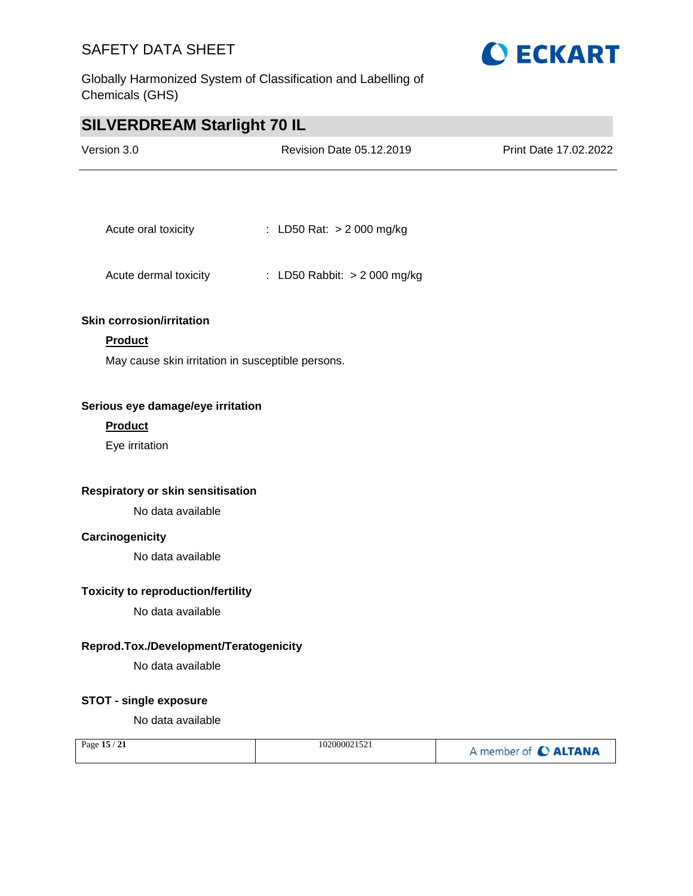Acute oral toxicity : LD50 Rat: > 2 000 mg/kg

Acute dermal toxicity : LD50 Rabbit: > 2 000 mg/kg

**Skin corrosion/irritation**

**Product**

May cause skin irritation in susceptible persons.

**Serious eye damage/eye irritation**

**Product**

Eye irritation

**Respiratory or skin sensitisation**

No data available

**Carcinogenicity**

No data available

**Toxicity to reproduction/fertility**

No data available

**Reprod.Tox./Development/Teratogenicity**

No data available

**STOT - single exposure**

No data available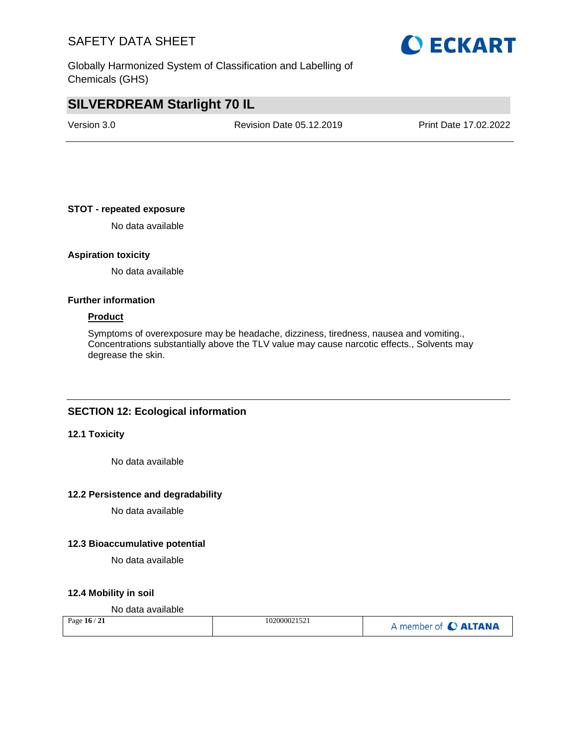**STOT - repeated exposure**

No data available

**Aspiration toxicity**

No data available

**Further information**

**Product**

Symptoms of overexposure may be headache, dizziness, tiredness, nausea and vomiting., Concentrations substantially above the TLV value may cause narcotic effects., Solvents may degrease the skin.

## SECTION 12: Ecological information

### 12.1 Toxicity

No data available

### 12.2 Persistence and degradability

No data available

### 12.3 Bioaccumulative potential

No data available

### 12.4 Mobility in soil

No data available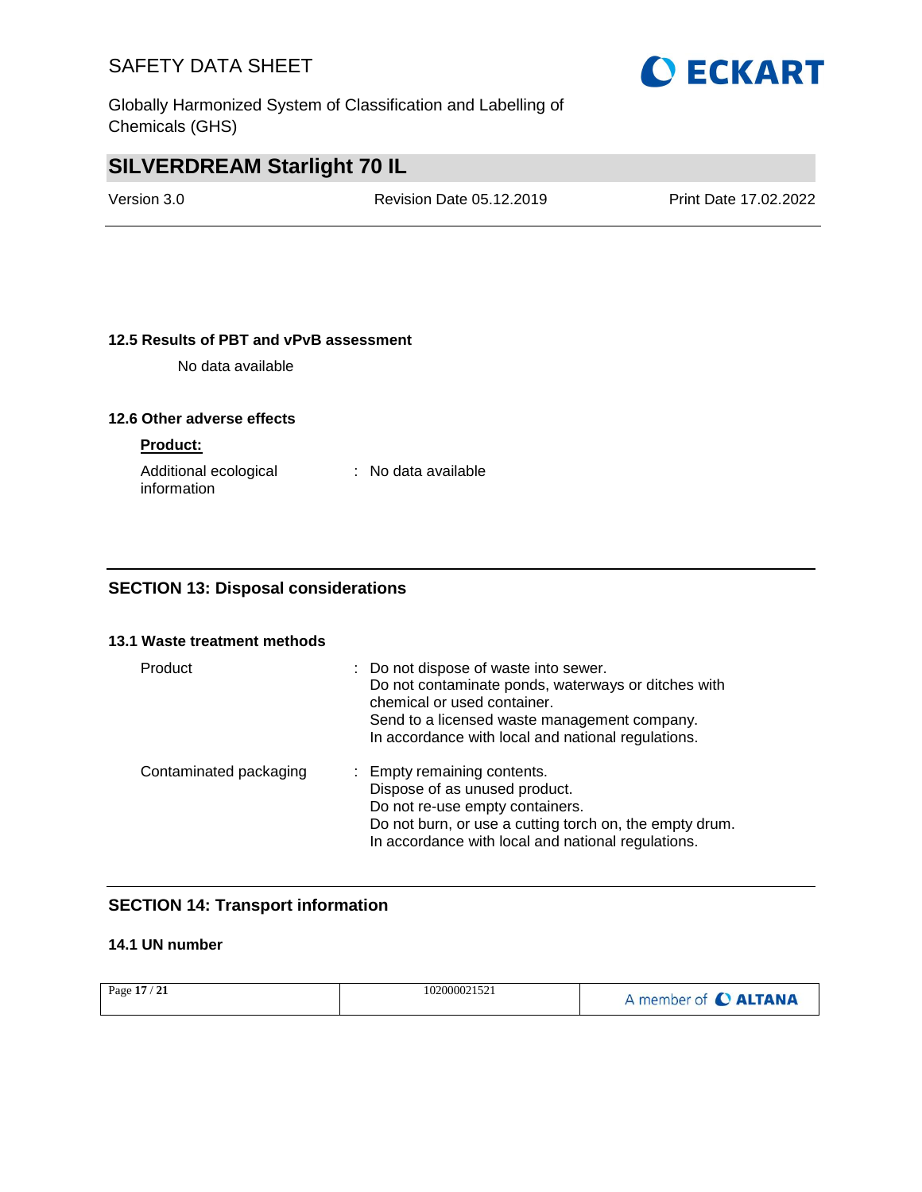### 12.5 Results of PBT and vPvB assessment

No data available

### 12.6 Other adverse effects

**Product:**

Additional ecological information : No data available

## SECTION 13: Disposal considerations

### 13.1 Waste treatment methods

| | |
|---|---|
| Product | : Do not dispose of waste into sewer.<br>Do not contaminate ponds, waterways or ditches with chemical or used container.<br>Send to a licensed waste management company.<br>In accordance with local and national regulations. |
| Contaminated packaging | : Empty remaining contents.<br>Dispose of as unused product.<br>Do not re-use empty containers.<br>Do not burn, or use a cutting torch on, the empty drum.<br>In accordance with local and national regulations. |

## SECTION 14: Transport information

### 14.1 UN number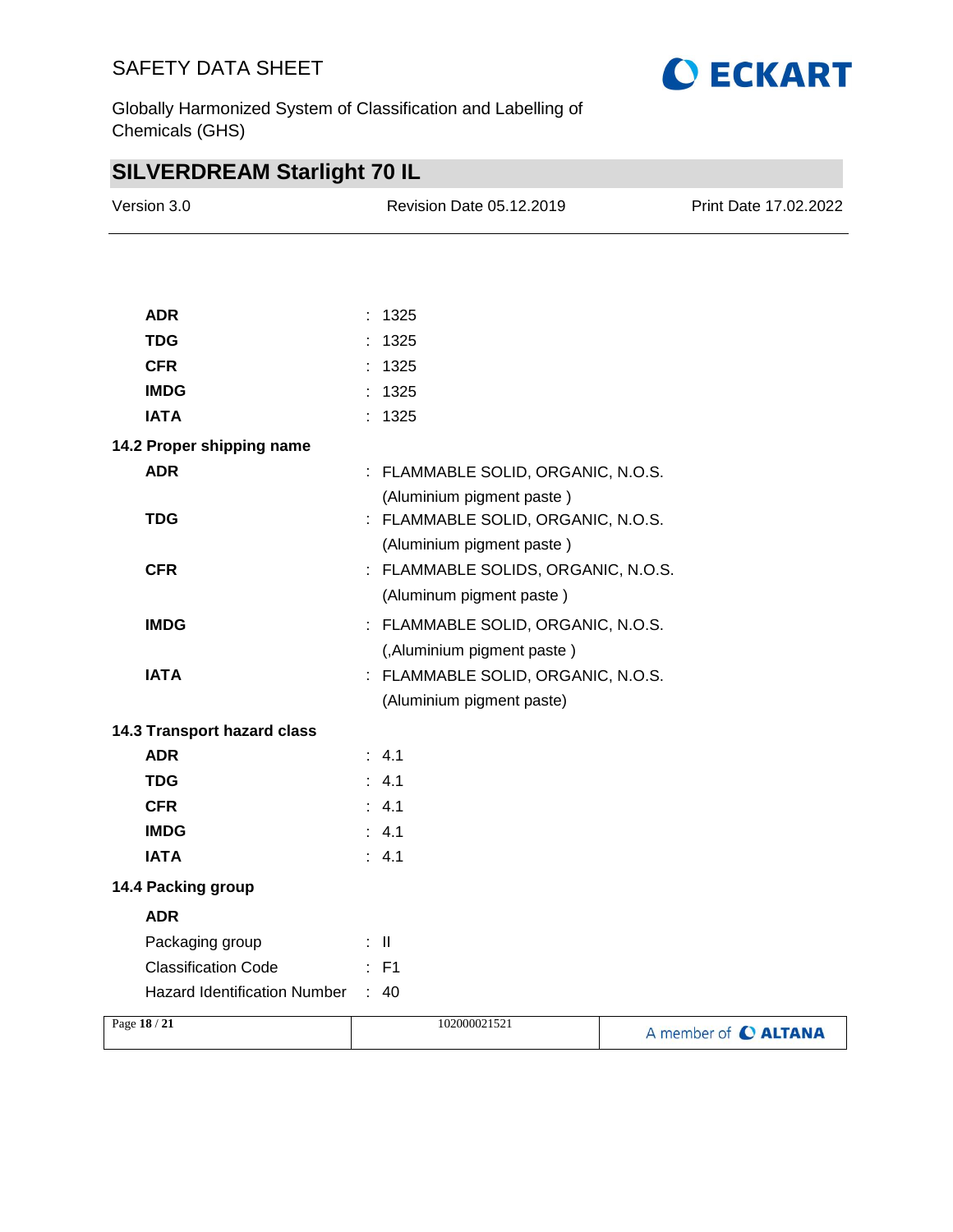**ADR** : 1325

**TDG** : 1325

**CFR** : 1325

**IMDG** : 1325

**IATA** : 1325

### 14.2 Proper shipping name

**ADR** : FLAMMABLE SOLID, ORGANIC, N.O.S. (Aluminium pigment paste )

**TDG** : FLAMMABLE SOLID, ORGANIC, N.O.S. (Aluminium pigment paste )

**CFR** : FLAMMABLE SOLIDS, ORGANIC, N.O.S. (Aluminum pigment paste )

**IMDG** : FLAMMABLE SOLID, ORGANIC, N.O.S. (,Aluminium pigment paste )

**IATA** : FLAMMABLE SOLID, ORGANIC, N.O.S. (Aluminium pigment paste)

### 14.3 Transport hazard class

**ADR** : 4.1

**TDG** : 4.1

**CFR** : 4.1

**IMDG** : 4.1

**IATA** : 4.1

### 14.4 Packing group

**ADR**

Packaging group : II

Classification Code : F1

Hazard Identification Number : 40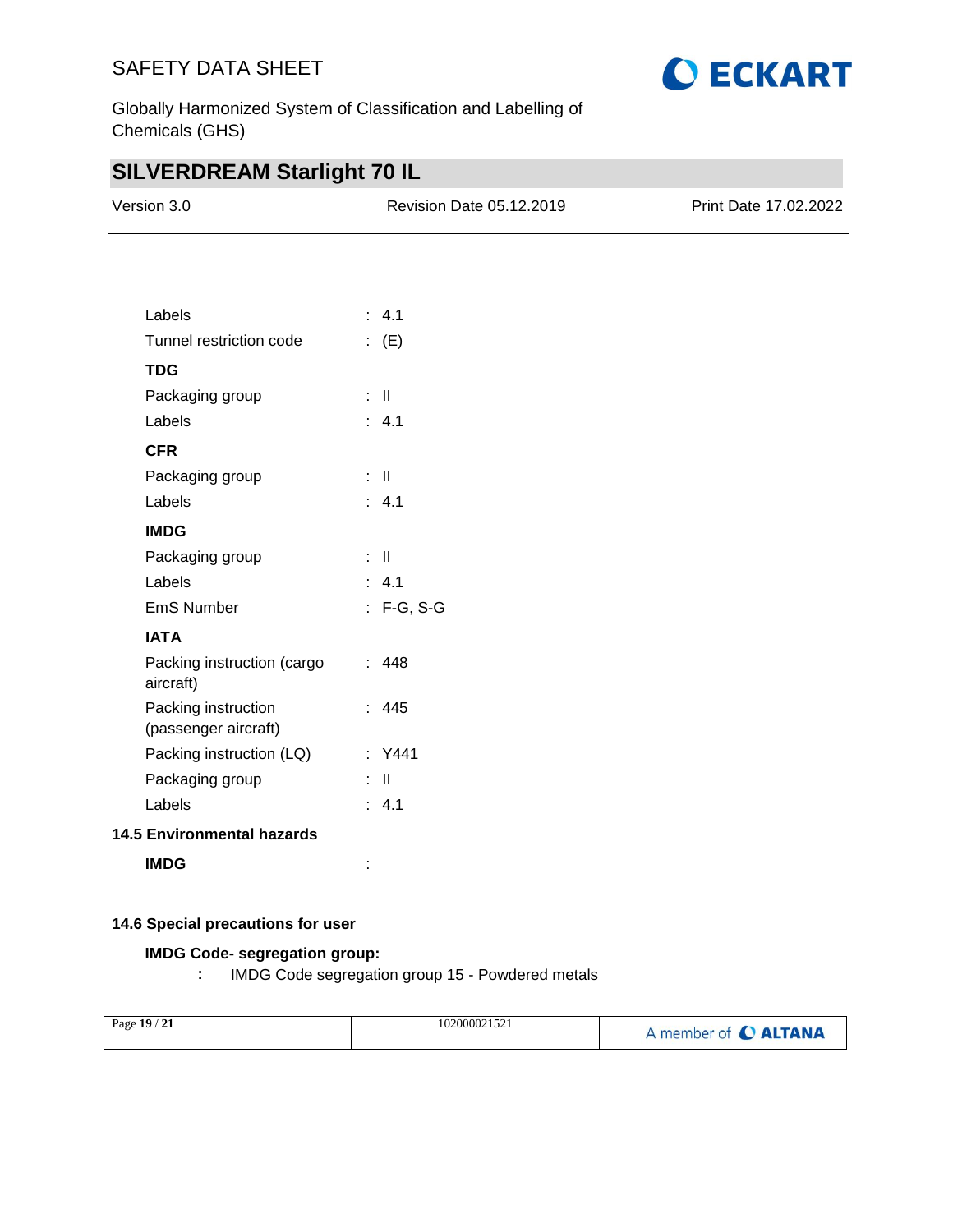Labels : 4.1

Tunnel restriction code : (E)

**TDG**

Packaging group : II

Labels : 4.1

**CFR**

Packaging group : II

Labels : 4.1

**IMDG**

Packaging group : II

Labels : 4.1

EmS Number : F-G, S-G

**IATA**

Packing instruction (cargo aircraft) : 448

Packing instruction (passenger aircraft) : 445

Packing instruction (LQ) : Y441

Packaging group : II

Labels : 4.1

### 14.5 Environmental hazards

**IMDG** :

### 14.6 Special precautions for user

**IMDG Code- segregation group:**

**:** IMDG Code segregation group 15 - Powdered metals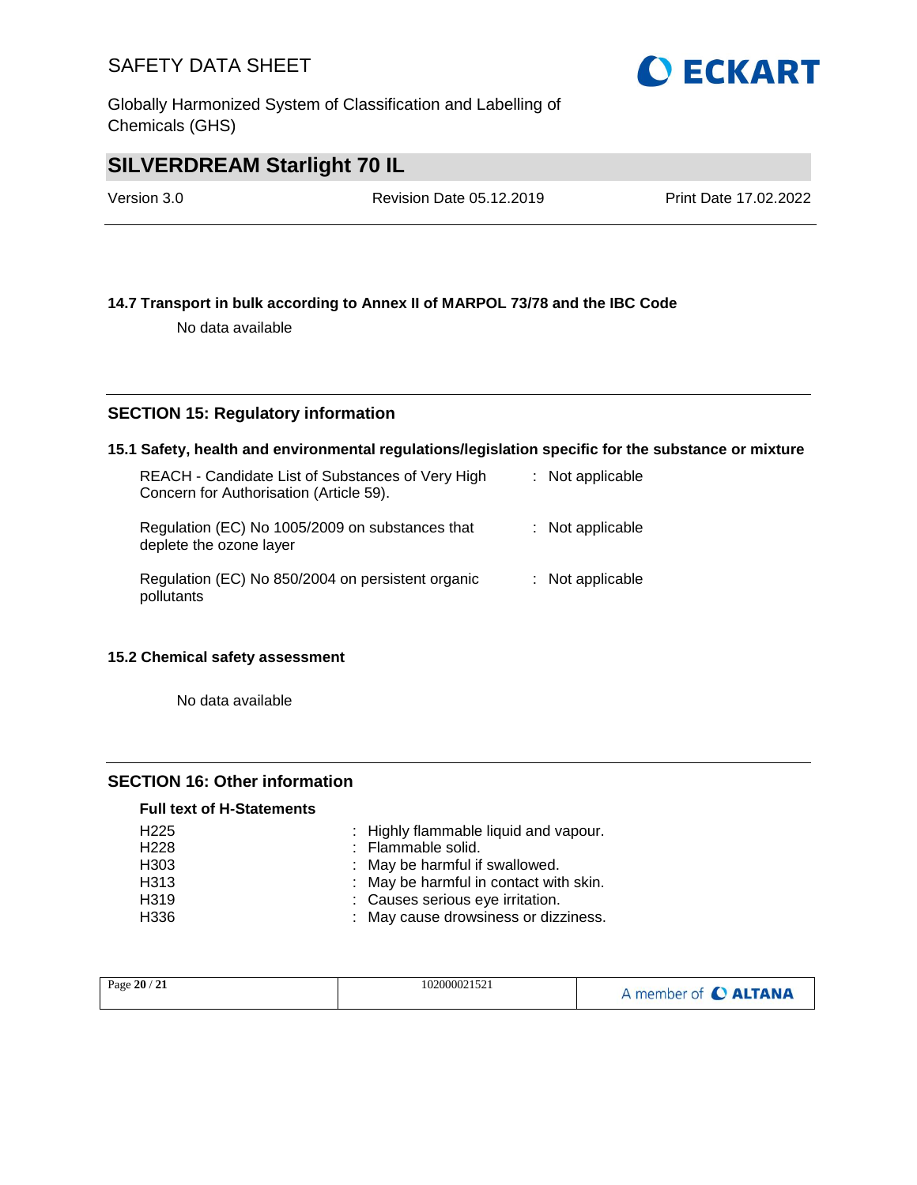### 14.7 Transport in bulk according to Annex II of MARPOL 73/78 and the IBC Code

No data available

## SECTION 15: Regulatory information

### 15.1 Safety, health and environmental regulations/legislation specific for the substance or mixture

| | |
|---|---|
| REACH - Candidate List of Substances of Very High Concern for Authorisation (Article 59). | : Not applicable |
| Regulation (EC) No 1005/2009 on substances that deplete the ozone layer | : Not applicable |
| Regulation (EC) No 850/2004 on persistent organic pollutants | : Not applicable |

### 15.2 Chemical safety assessment

No data available

## SECTION 16: Other information

**Full text of H-Statements**

| | |
|---|---|
| H225 | : Highly flammable liquid and vapour. |
| H228 | : Flammable solid. |
| H303 | : May be harmful if swallowed. |
| H313 | : May be harmful in contact with skin. |
| H319 | : Causes serious eye irritation. |
| H336 | : May cause drowsiness or dizziness. |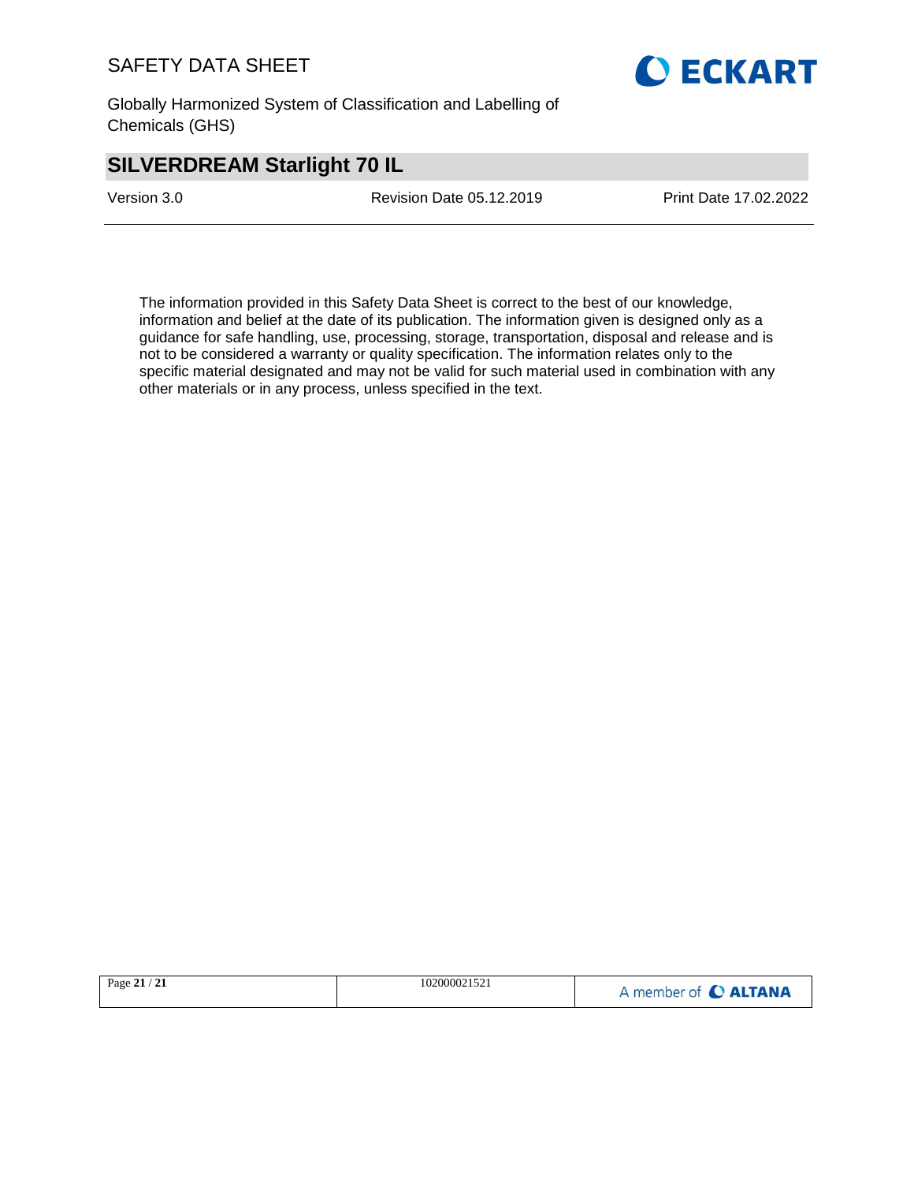The information provided in this Safety Data Sheet is correct to the best of our knowledge, information and belief at the date of its publication. The information given is designed only as a guidance for safe handling, use, processing, storage, transportation, disposal and release and is not to be considered a warranty or quality specification. The information relates only to the specific material designated and may not be valid for such material used in combination with any other materials or in any process, unless specified in the text.